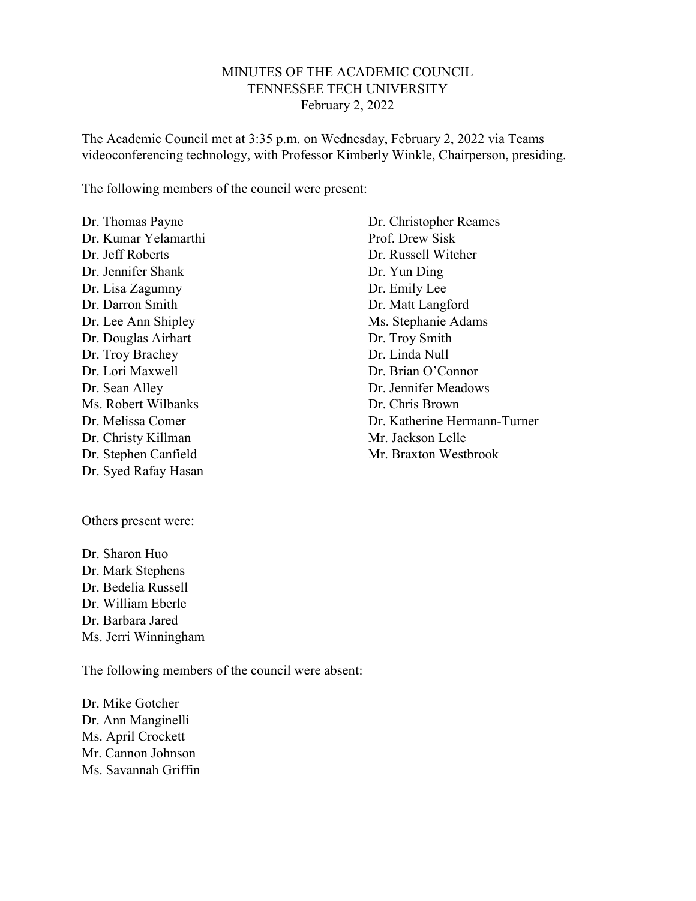# MINUTES OF THE ACADEMIC COUNCIL
## TENNESSEE TECH UNIVERSITY
### February 2, 2022

The Academic Council met at 3:35 p.m. on Wednesday, February 2, 2022 via Teams videoconferencing technology, with Professor Kimberly Winkle, Chairperson, presiding.

The following members of the council were present:

Dr. Thomas Payne
Dr. Kumar Yelamarthi
Dr. Jeff Roberts
Dr. Jennifer Shank
Dr. Lisa Zagumny
Dr. Darron Smith
Dr. Lee Ann Shipley
Dr. Douglas Airhart
Dr. Troy Brachey
Dr. Lori Maxwell
Dr. Sean Alley
Ms. Robert Wilbanks
Dr. Melissa Comer
Dr. Christy Killman
Dr. Stephen Canfield
Dr. Syed Rafay Hasan
Dr. Christopher Reames
Prof. Drew Sisk
Dr. Russell Witcher
Dr. Yun Ding
Dr. Emily Lee
Dr. Matt Langford
Ms. Stephanie Adams
Dr. Troy Smith
Dr. Linda Null
Dr. Brian O'Connor
Dr. Jennifer Meadows
Dr. Chris Brown
Dr. Katherine Hermann-Turner
Mr. Jackson Lelle
Mr. Braxton Westbrook

Others present were:

Dr. Sharon Huo
Dr. Mark Stephens
Dr. Bedelia Russell
Dr. William Eberle
Dr. Barbara Jared
Ms. Jerri Winningham

The following members of the council were absent:

Dr. Mike Gotcher
Dr. Ann Manginelli
Ms. April Crockett
Mr. Cannon Johnson
Ms. Savannah Griffin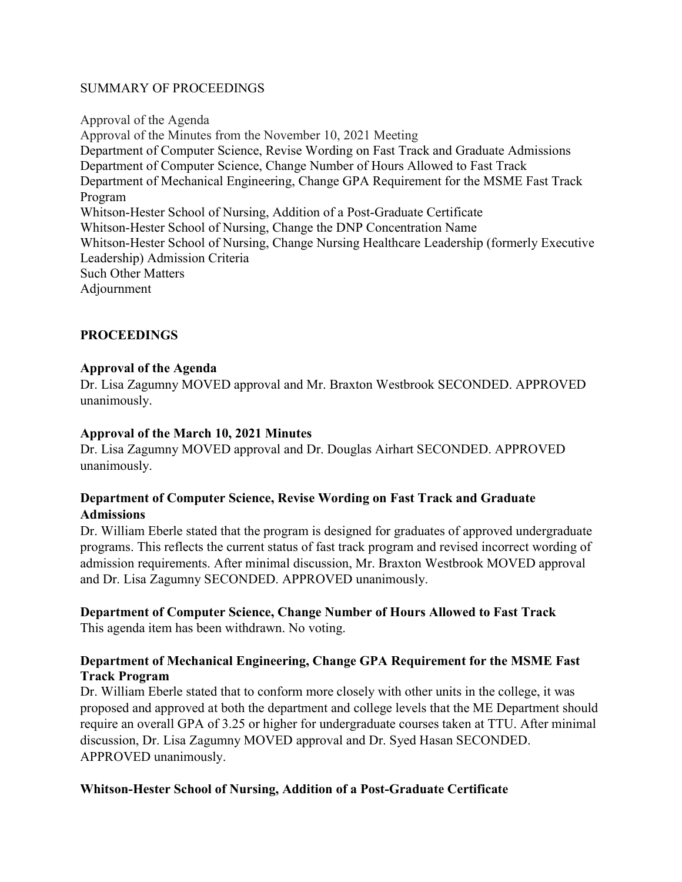## SUMMARY OF PROCEEDINGS

Approval of the Agenda
Approval of the Minutes from the November 10, 2021 Meeting
Department of Computer Science, Revise Wording on Fast Track and Graduate Admissions
Department of Computer Science, Change Number of Hours Allowed to Fast Track
Department of Mechanical Engineering, Change GPA Requirement for the MSME Fast Track Program
Whitson-Hester School of Nursing, Addition of a Post-Graduate Certificate
Whitson-Hester School of Nursing, Change the DNP Concentration Name
Whitson-Hester School of Nursing, Change Nursing Healthcare Leadership (formerly Executive Leadership) Admission Criteria
Such Other Matters
Adjournment

## PROCEEDINGS

### Approval of the Agenda

Dr. Lisa Zagumny MOVED approval and Mr. Braxton Westbrook SECONDED. APPROVED unanimously.

### Approval of the March 10, 2021 Minutes

Dr. Lisa Zagumny MOVED approval and Dr. Douglas Airhart SECONDED. APPROVED unanimously.

### Department of Computer Science, Revise Wording on Fast Track and Graduate Admissions

Dr. William Eberle stated that the program is designed for graduates of approved undergraduate programs. This reflects the current status of fast track program and revised incorrect wording of admission requirements. After minimal discussion, Mr. Braxton Westbrook MOVED approval and Dr. Lisa Zagumny SECONDED. APPROVED unanimously.

### Department of Computer Science, Change Number of Hours Allowed to Fast Track

This agenda item has been withdrawn. No voting.

### Department of Mechanical Engineering, Change GPA Requirement for the MSME Fast Track Program

Dr. William Eberle stated that to conform more closely with other units in the college, it was proposed and approved at both the department and college levels that the ME Department should require an overall GPA of 3.25 or higher for undergraduate courses taken at TTU. After minimal discussion, Dr. Lisa Zagumny MOVED approval and Dr. Syed Hasan SECONDED. APPROVED unanimously.

### Whitson-Hester School of Nursing, Addition of a Post-Graduate Certificate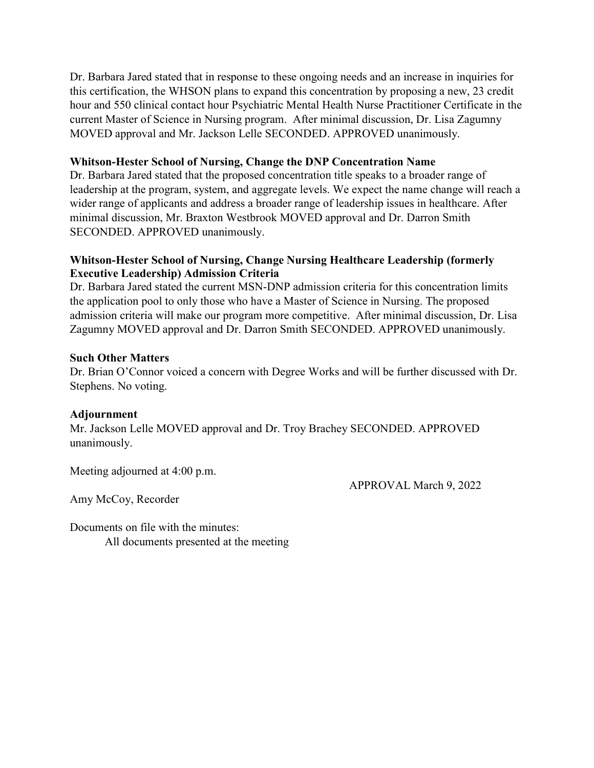Dr. Barbara Jared stated that in response to these ongoing needs and an increase in inquiries for this certification, the WHSON plans to expand this concentration by proposing a new, 23 credit hour and 550 clinical contact hour Psychiatric Mental Health Nurse Practitioner Certificate in the current Master of Science in Nursing program. After minimal discussion, Dr. Lisa Zagumny MOVED approval and Mr. Jackson Lelle SECONDED. APPROVED unanimously.

**Whitson-Hester School of Nursing, Change the DNP Concentration Name**

Dr. Barbara Jared stated that the proposed concentration title speaks to a broader range of leadership at the program, system, and aggregate levels. We expect the name change will reach a wider range of applicants and address a broader range of leadership issues in healthcare. After minimal discussion, Mr. Braxton Westbrook MOVED approval and Dr. Darron Smith SECONDED. APPROVED unanimously.

**Whitson-Hester School of Nursing, Change Nursing Healthcare Leadership (formerly Executive Leadership) Admission Criteria**

Dr. Barbara Jared stated the current MSN-DNP admission criteria for this concentration limits the application pool to only those who have a Master of Science in Nursing. The proposed admission criteria will make our program more competitive. After minimal discussion, Dr. Lisa Zagumny MOVED approval and Dr. Darron Smith SECONDED. APPROVED unanimously.

**Such Other Matters**

Dr. Brian O'Connor voiced a concern with Degree Works and will be further discussed with Dr. Stephens. No voting.

**Adjournment**

Mr. Jackson Lelle MOVED approval and Dr. Troy Brachey SECONDED. APPROVED unanimously.

Meeting adjourned at 4:00 p.m.

APPROVAL March 9, 2022

Amy McCoy, Recorder

Documents on file with the minutes:

All documents presented at the meeting